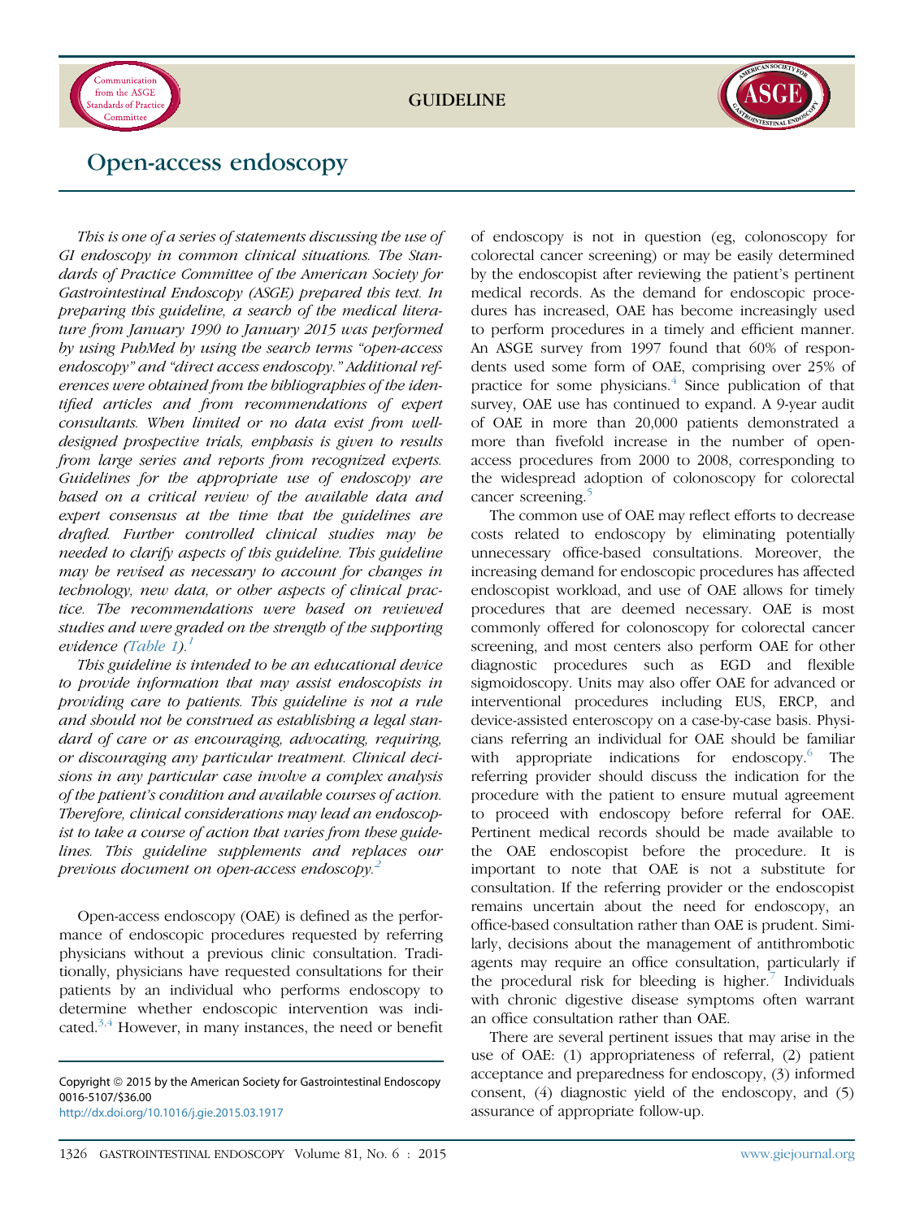GUIDELINE

# Open-access endoscopy

*This is one of a series of statements discussing the use of GI endoscopy in common clinical situations. The Standards of Practice Committee of the American Society for Gastrointestinal Endoscopy (ASGE) prepared this text. In preparing this guideline, a search of the medical literature from January 1990 to January 2015 was performed by using PubMed by using the search terms "open-access endoscopy" and "direct access endoscopy." Additional references were obtained from the bibliographies of the identified articles and from recommendations of expert consultants. When limited or no data exist from well-designed prospective trials, emphasis is given to results from large series and reports from recognized experts. Guidelines for the appropriate use of endoscopy are based on a critical review of the available data and expert consensus at the time that the guidelines are drafted. Further controlled clinical studies may be needed to clarify aspects of this guideline. This guideline may be revised as necessary to account for changes in technology, new data, or other aspects of clinical practice. The recommendations were based on reviewed studies and were graded on the strength of the supporting evidence (Table 1).*[1]

*This guideline is intended to be an educational device to provide information that may assist endoscopists in providing care to patients. This guideline is not a rule and should not be construed as establishing a legal standard of care or as encouraging, advocating, requiring, or discouraging any particular treatment. Clinical decisions in any particular case involve a complex analysis of the patient's condition and available courses of action. Therefore, clinical considerations may lead an endoscopist to take a course of action that varies from these guidelines. This guideline supplements and replaces our previous document on open-access endoscopy.*[2]

Open-access endoscopy (OAE) is defined as the performance of endoscopic procedures requested by referring physicians without a previous clinic consultation. Traditionally, physicians have requested consultations for their patients by an individual who performs endoscopy to determine whether endoscopic intervention was indicated.[3,4] However, in many instances, the need or benefit of endoscopy is not in question (eg, colonoscopy for colorectal cancer screening) or may be easily determined by the endoscopist after reviewing the patient's pertinent medical records. As the demand for endoscopic procedures has increased, OAE has become increasingly used to perform procedures in a timely and efficient manner. An ASGE survey from 1997 found that 60% of respondents used some form of OAE, comprising over 25% of practice for some physicians.[4] Since publication of that survey, OAE use has continued to expand. A 9-year audit of OAE in more than 20,000 patients demonstrated a more than fivefold increase in the number of open-access procedures from 2000 to 2008, corresponding to the widespread adoption of colonoscopy for colorectal cancer screening.[5]

The common use of OAE may reflect efforts to decrease costs related to endoscopy by eliminating potentially unnecessary office-based consultations. Moreover, the increasing demand for endoscopic procedures has affected endoscopist workload, and use of OAE allows for timely procedures that are deemed necessary. OAE is most commonly offered for colonoscopy for colorectal cancer screening, and most centers also perform OAE for other diagnostic procedures such as EGD and flexible sigmoidoscopy. Units may also offer OAE for advanced or interventional procedures including EUS, ERCP, and device-assisted enteroscopy on a case-by-case basis. Physicians referring an individual for OAE should be familiar with appropriate indications for endoscopy.[6] The referring provider should discuss the indication for the procedure with the patient to ensure mutual agreement to proceed with endoscopy before referral for OAE. Pertinent medical records should be made available to the OAE endoscopist before the procedure. It is important to note that OAE is not a substitute for consultation. If the referring provider or the endoscopist remains uncertain about the need for endoscopy, an office-based consultation rather than OAE is prudent. Similarly, decisions about the management of antithrombotic agents may require an office consultation, particularly if the procedural risk for bleeding is higher.[7] Individuals with chronic digestive disease symptoms often warrant an office consultation rather than OAE.

There are several pertinent issues that may arise in the use of OAE: (1) appropriateness of referral, (2) patient acceptance and preparedness for endoscopy, (3) informed consent, (4) diagnostic yield of the endoscopy, and (5) assurance of appropriate follow-up.

Copyright © 2015 by the American Society for Gastrointestinal Endoscopy
0016-5107/$36.00
http://dx.doi.org/10.1016/j.gie.2015.03.1917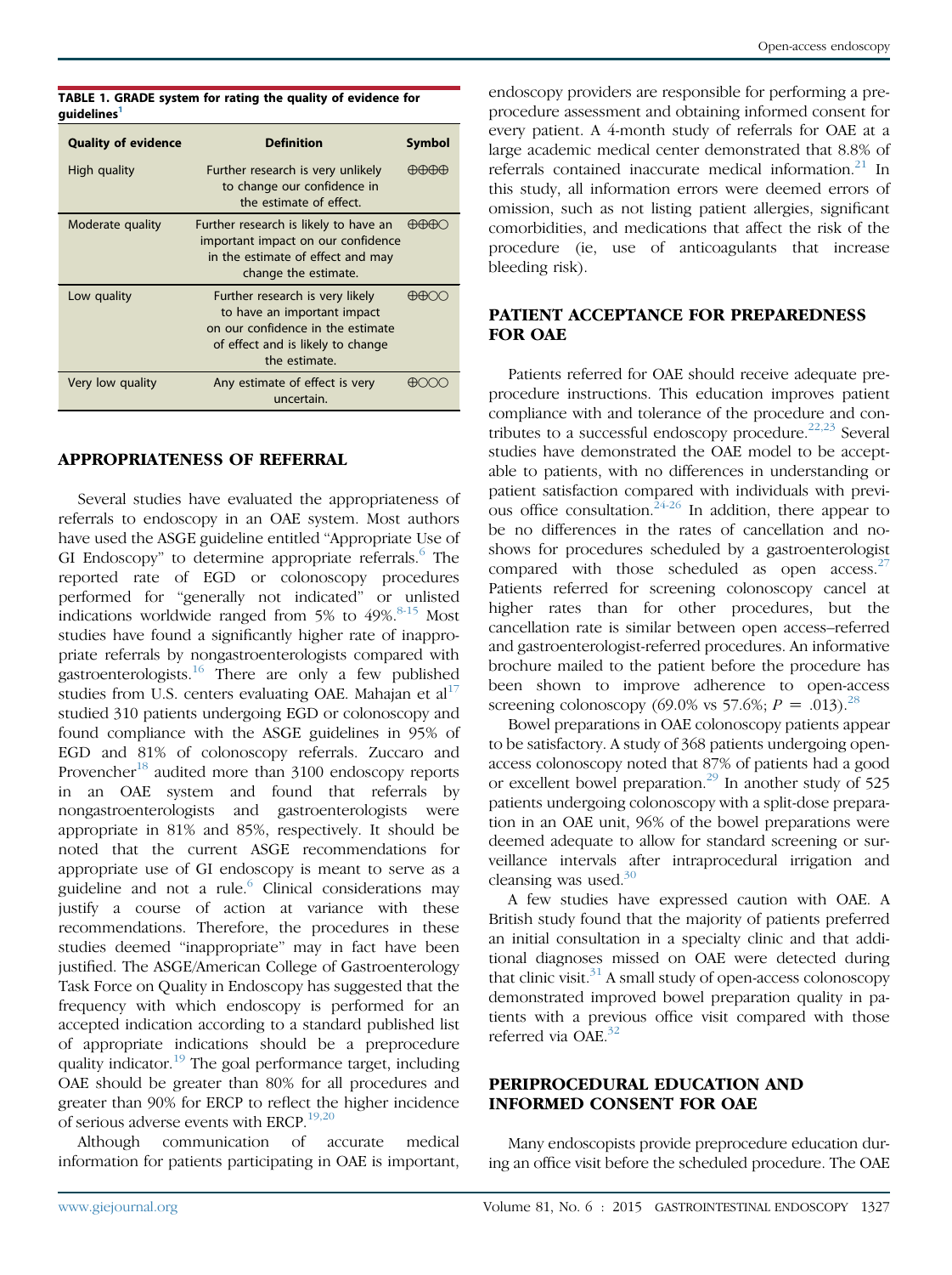**TABLE 1. GRADE system for rating the quality of evidence for guidelines[1]**

| Quality of evidence | Definition | Symbol |
|---|---|---|
| High quality | Further research is very unlikely to change our confidence in the estimate of effect. | ⊕⊕⊕⊕ |
| Moderate quality | Further research is likely to have an important impact on our confidence in the estimate of effect and may change the estimate. | ⊕⊕⊕○ |
| Low quality | Further research is very likely to have an important impact on our confidence in the estimate of effect and is likely to change the estimate. | ⊕⊕○○ |
| Very low quality | Any estimate of effect is very uncertain. | ⊕○○○ |

## APPROPRIATENESS OF REFERRAL

Several studies have evaluated the appropriateness of referrals to endoscopy in an OAE system. Most authors have used the ASGE guideline entitled "Appropriate Use of GI Endoscopy" to determine appropriate referrals.[6] The reported rate of EGD or colonoscopy procedures performed for "generally not indicated" or unlisted indications worldwide ranged from 5% to 49%.[8-15] Most studies have found a significantly higher rate of inappropriate referrals by nongastroenterologists compared with gastroenterologists.[16] There are only a few published studies from U.S. centers evaluating OAE. Mahajan et al[17] studied 310 patients undergoing EGD or colonoscopy and found compliance with the ASGE guidelines in 95% of EGD and 81% of colonoscopy referrals. Zuccaro and Provencher[18] audited more than 3100 endoscopy reports in an OAE system and found that referrals by nongastroenterologists and gastroenterologists were appropriate in 81% and 85%, respectively. It should be noted that the current ASGE recommendations for appropriate use of GI endoscopy is meant to serve as a guideline and not a rule.[6] Clinical considerations may justify a course of action at variance with these recommendations. Therefore, the procedures in these studies deemed "inappropriate" may in fact have been justified. The ASGE/American College of Gastroenterology Task Force on Quality in Endoscopy has suggested that the frequency with which endoscopy is performed for an accepted indication according to a standard published list of appropriate indications should be a preprocedure quality indicator.[19] The goal performance target, including OAE should be greater than 80% for all procedures and greater than 90% for ERCP to reflect the higher incidence of serious adverse events with ERCP.[19,20]

Although communication of accurate medical information for patients participating in OAE is important, endoscopy providers are responsible for performing a preprocedure assessment and obtaining informed consent for every patient. A 4-month study of referrals for OAE at a large academic medical center demonstrated that 8.8% of referrals contained inaccurate medical information.[21] In this study, all information errors were deemed errors of omission, such as not listing patient allergies, significant comorbidities, and medications that affect the risk of the procedure (ie, use of anticoagulants that increase bleeding risk).

## PATIENT ACCEPTANCE FOR PREPAREDNESS FOR OAE

Patients referred for OAE should receive adequate preprocedure instructions. This education improves patient compliance with and tolerance of the procedure and contributes to a successful endoscopy procedure.[22,23] Several studies have demonstrated the OAE model to be acceptable to patients, with no differences in understanding or patient satisfaction compared with individuals with previous office consultation.[24-26] In addition, there appear to be no differences in the rates of cancellation and no-shows for procedures scheduled by a gastroenterologist compared with those scheduled as open access.[27] Patients referred for screening colonoscopy cancel at higher rates than for other procedures, but the cancellation rate is similar between open access–referred and gastroenterologist-referred procedures. An informative brochure mailed to the patient before the procedure has been shown to improve adherence to open-access screening colonoscopy (69.0% vs 57.6%; $P = .013$).[28]

Bowel preparations in OAE colonoscopy patients appear to be satisfactory. A study of 368 patients undergoing open-access colonoscopy noted that 87% of patients had a good or excellent bowel preparation.[29] In another study of 525 patients undergoing colonoscopy with a split-dose preparation in an OAE unit, 96% of the bowel preparations were deemed adequate to allow for standard screening or surveillance intervals after intraprocedural irrigation and cleansing was used.[30]

A few studies have expressed caution with OAE. A British study found that the majority of patients preferred an initial consultation in a specialty clinic and that additional diagnoses missed on OAE were detected during that clinic visit.[31] A small study of open-access colonoscopy demonstrated improved bowel preparation quality in patients with a previous office visit compared with those referred via OAE.[32]

## PERIPROCEDURAL EDUCATION AND INFORMED CONSENT FOR OAE

Many endoscopists provide preprocedure education during an office visit before the scheduled procedure. The OAE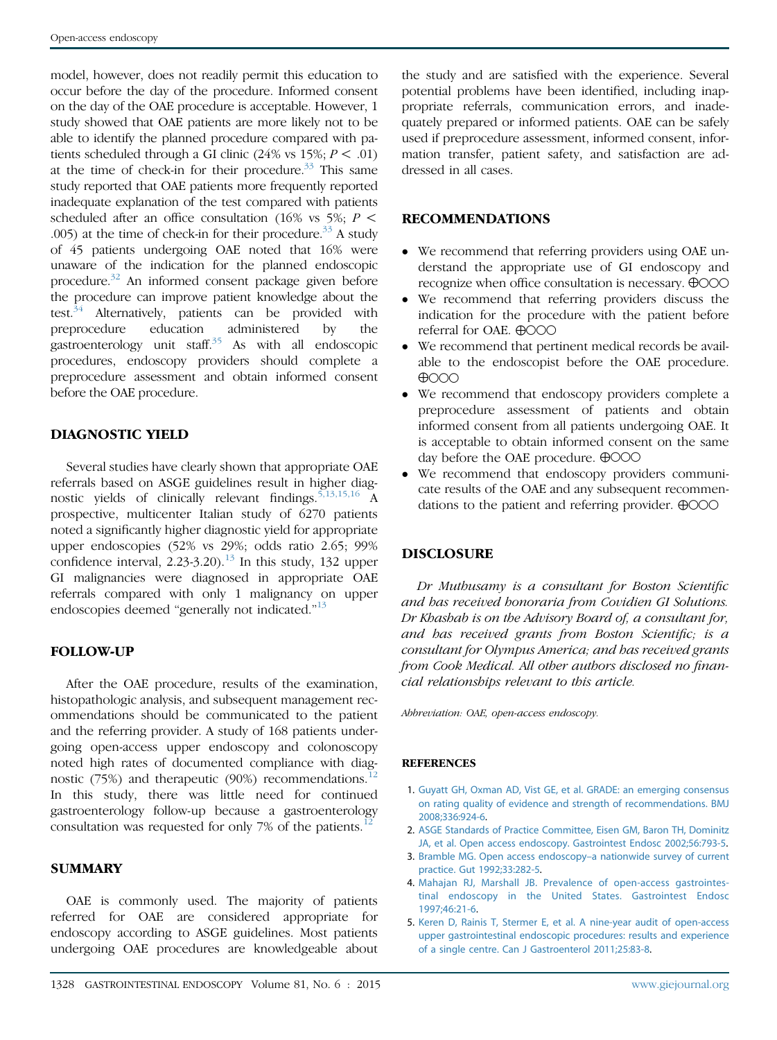model, however, does not readily permit this education to occur before the day of the procedure. Informed consent on the day of the OAE procedure is acceptable. However, 1 study showed that OAE patients are more likely not to be able to identify the planned procedure compared with patients scheduled through a GI clinic (24% vs 15%; $P < .01$) at the time of check-in for their procedure.[33] This same study reported that OAE patients more frequently reported inadequate explanation of the test compared with patients scheduled after an office consultation (16% vs 5%; $P < .005$) at the time of check-in for their procedure.[33] A study of 45 patients undergoing OAE noted that 16% were unaware of the indication for the planned endoscopic procedure.[32] An informed consent package given before the procedure can improve patient knowledge about the test.[34] Alternatively, patients can be provided with preprocedure education administered by the gastroenterology unit staff.[35] As with all endoscopic procedures, endoscopy providers should complete a preprocedure assessment and obtain informed consent before the OAE procedure.

## DIAGNOSTIC YIELD

Several studies have clearly shown that appropriate OAE referrals based on ASGE guidelines result in higher diagnostic yields of clinically relevant findings.[5,13,15,16] A prospective, multicenter Italian study of 6270 patients noted a significantly higher diagnostic yield for appropriate upper endoscopies (52% vs 29%; odds ratio 2.65; 99% confidence interval, 2.23-3.20).[13] In this study, 132 upper GI malignancies were diagnosed in appropriate OAE referrals compared with only 1 malignancy on upper endoscopies deemed "generally not indicated."[13]

## FOLLOW-UP

After the OAE procedure, results of the examination, histopathologic analysis, and subsequent management recommendations should be communicated to the patient and the referring provider. A study of 168 patients undergoing open-access upper endoscopy and colonoscopy noted high rates of documented compliance with diagnostic (75%) and therapeutic (90%) recommendations.[12] In this study, there was little need for continued gastroenterology follow-up because a gastroenterology consultation was requested for only 7% of the patients.[12]

## SUMMARY

OAE is commonly used. The majority of patients referred for OAE are considered appropriate for endoscopy according to ASGE guidelines. Most patients undergoing OAE procedures are knowledgeable about the study and are satisfied with the experience. Several potential problems have been identified, including inappropriate referrals, communication errors, and inadequately prepared or informed patients. OAE can be safely used if preprocedure assessment, informed consent, information transfer, patient safety, and satisfaction are addressed in all cases.

## RECOMMENDATIONS

- We recommend that referring providers using OAE understand the appropriate use of GI endoscopy and recognize when office consultation is necessary. ⊕○○○
- We recommend that referring providers discuss the indication for the procedure with the patient before referral for OAE. ⊕○○○
- We recommend that pertinent medical records be available to the endoscopist before the OAE procedure. ⊕○○○
- We recommend that endoscopy providers complete a preprocedure assessment of patients and obtain informed consent from all patients undergoing OAE. It is acceptable to obtain informed consent on the same day before the OAE procedure. ⊕○○○
- We recommend that endoscopy providers communicate results of the OAE and any subsequent recommendations to the patient and referring provider. ⊕○○○

## DISCLOSURE

*Dr Muthusamy is a consultant for Boston Scientific and has received honoraria from Covidien GI Solutions. Dr Khashab is on the Advisory Board of, a consultant for, and has received grants from Boston Scientific; is a consultant for Olympus America; and has received grants from Cook Medical. All other authors disclosed no financial relationships relevant to this article.*

*Abbreviation: OAE, open-access endoscopy.*

## REFERENCES

1. Guyatt GH, Oxman AD, Vist GE, et al. GRADE: an emerging consensus on rating quality of evidence and strength of recommendations. BMJ 2008;336:924-6.
2. ASGE Standards of Practice Committee, Eisen GM, Baron TH, Dominitz JA, et al. Open access endoscopy. Gastrointest Endosc 2002;56:793-5.
3. Bramble MG. Open access endoscopy–a nationwide survey of current practice. Gut 1992;33:282-5.
4. Mahajan RJ, Marshall JB. Prevalence of open-access gastrointestinal endoscopy in the United States. Gastrointest Endosc 1997;46:21-6.
5. Keren D, Rainis T, Stermer E, et al. A nine-year audit of open-access upper gastrointestinal endoscopic procedures: results and experience of a single centre. Can J Gastroenterol 2011;25:83-8.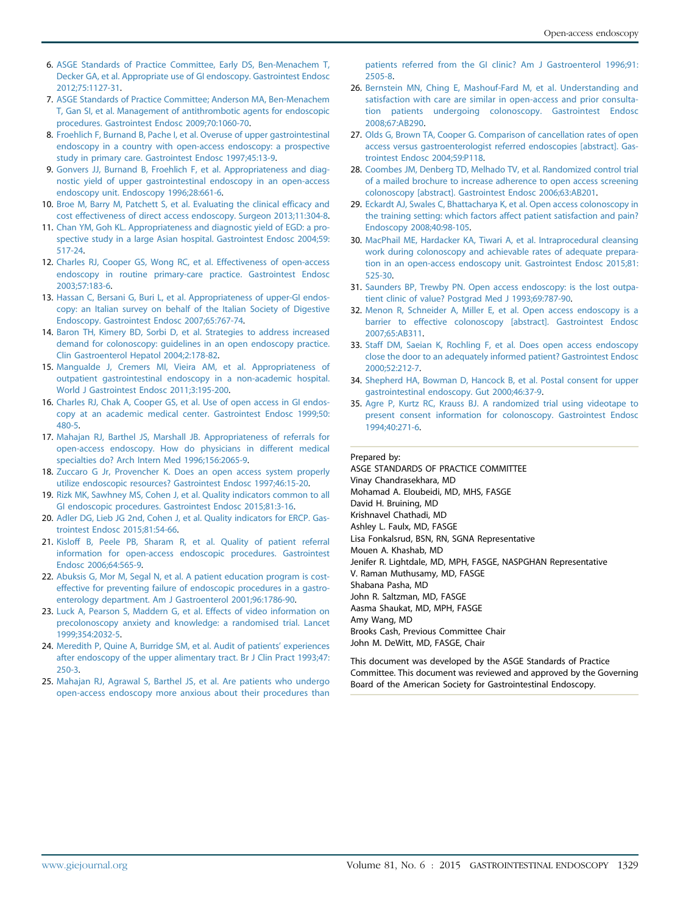6. ASGE Standards of Practice Committee, Early DS, Ben-Menachem T, Decker GA, et al. Appropriate use of GI endoscopy. Gastrointest Endosc 2012;75:1127-31.
7. ASGE Standards of Practice Committee; Anderson MA, Ben-Menachem T, Gan SI, et al. Management of antithrombotic agents for endoscopic procedures. Gastrointest Endosc 2009;70:1060-70.
8. Froehlich F, Burnand B, Pache I, et al. Overuse of upper gastrointestinal endoscopy in a country with open-access endoscopy: a prospective study in primary care. Gastrointest Endosc 1997;45:13-9.
9. Gonvers JJ, Burnand B, Froehlich F, et al. Appropriateness and diagnostic yield of upper gastrointestinal endoscopy in an open-access endoscopy unit. Endoscopy 1996;28:661-6.
10. Broe M, Barry M, Patchett S, et al. Evaluating the clinical efficacy and cost effectiveness of direct access endoscopy. Surgeon 2013;11:304-8.
11. Chan YM, Goh KL. Appropriateness and diagnostic yield of EGD: a prospective study in a large Asian hospital. Gastrointest Endosc 2004;59: 517-24.
12. Charles RJ, Cooper GS, Wong RC, et al. Effectiveness of open-access endoscopy in routine primary-care practice. Gastrointest Endosc 2003;57:183-6.
13. Hassan C, Bersani G, Buri L, et al. Appropriateness of upper-GI endoscopy: an Italian survey on behalf of the Italian Society of Digestive Endoscopy. Gastrointest Endosc 2007;65:767-74.
14. Baron TH, Kimery BD, Sorbi D, et al. Strategies to address increased demand for colonoscopy: guidelines in an open endoscopy practice. Clin Gastroenterol Hepatol 2004;2:178-82.
15. Mangualde J, Cremers MI, Vieira AM, et al. Appropriateness of outpatient gastrointestinal endoscopy in a non-academic hospital. World J Gastrointest Endosc 2011;3:195-200.
16. Charles RJ, Chak A, Cooper GS, et al. Use of open access in GI endoscopy at an academic medical center. Gastrointest Endosc 1999;50: 480-5.
17. Mahajan RJ, Barthel JS, Marshall JB. Appropriateness of referrals for open-access endoscopy. How do physicians in different medical specialties do? Arch Intern Med 1996;156:2065-9.
18. Zuccaro G Jr, Provencher K. Does an open access system properly utilize endoscopic resources? Gastrointest Endosc 1997;46:15-20.
19. Rizk MK, Sawhney MS, Cohen J, et al. Quality indicators common to all GI endoscopic procedures. Gastrointest Endosc 2015;81:3-16.
20. Adler DG, Lieb JG 2nd, Cohen J, et al. Quality indicators for ERCP. Gastrointest Endosc 2015;81:54-66.
21. Kisloff B, Peele PB, Sharam R, et al. Quality of patient referral information for open-access endoscopic procedures. Gastrointest Endosc 2006;64:565-9.
22. Abuksis G, Mor M, Segal N, et al. A patient education program is cost-effective for preventing failure of endoscopic procedures in a gastroenterology department. Am J Gastroenterol 2001;96:1786-90.
23. Luck A, Pearson S, Maddern G, et al. Effects of video information on precolonoscopy anxiety and knowledge: a randomised trial. Lancet 1999;354:2032-5.
24. Meredith P, Quine A, Burridge SM, et al. Audit of patients' experiences after endoscopy of the upper alimentary tract. Br J Clin Pract 1993;47: 250-3.
25. Mahajan RJ, Agrawal S, Barthel JS, et al. Are patients who undergo open-access endoscopy more anxious about their procedures than patients referred from the GI clinic? Am J Gastroenterol 1996;91: 2505-8.
26. Bernstein MN, Ching E, Mashouf-Fard M, et al. Understanding and satisfaction with care are similar in open-access and prior consultation patients undergoing colonoscopy. Gastrointest Endosc 2008;67:AB290.
27. Olds G, Brown TA, Cooper G. Comparison of cancellation rates of open access versus gastroenterologist referred endoscopies [abstract]. Gastrointest Endosc 2004;59:P118.
28. Coombes JM, Denberg TD, Melhado TV, et al. Randomized control trial of a mailed brochure to increase adherence to open access screening colonoscopy [abstract]. Gastrointest Endosc 2006;63:AB201.
29. Eckardt AJ, Swales C, Bhattacharya K, et al. Open access colonoscopy in the training setting: which factors affect patient satisfaction and pain? Endoscopy 2008;40:98-105.
30. MacPhail ME, Hardacker KA, Tiwari A, et al. Intraprocedural cleansing work during colonoscopy and achievable rates of adequate preparation in an open-access endoscopy unit. Gastrointest Endosc 2015;81: 525-30.
31. Saunders BP, Trewby PN. Open access endoscopy: is the lost outpatient clinic of value? Postgrad Med J 1993;69:787-90.
32. Menon R, Schneider A, Miller E, et al. Open access endoscopy is a barrier to effective colonoscopy [abstract]. Gastrointest Endosc 2007;65:AB311.
33. Staff DM, Saeian K, Rochling F, et al. Does open access endoscopy close the door to an adequately informed patient? Gastrointest Endosc 2000;52:212-7.
34. Shepherd HA, Bowman D, Hancock B, et al. Postal consent for upper gastrointestinal endoscopy. Gut 2000;46:37-9.
35. Agre P, Kurtz RC, Krauss BJ. A randomized trial using videotape to present consent information for colonoscopy. Gastrointest Endosc 1994;40:271-6.

Prepared by:
ASGE STANDARDS OF PRACTICE COMMITTEE
Vinay Chandrasekhara, MD
Mohamad A. Eloubeidi, MD, MHS, FASGE
David H. Bruining, MD
Krishnavel Chathadi, MD
Ashley L. Faulx, MD, FASGE
Lisa Fonkalsrud, BSN, RN, SGNA Representative
Mouen A. Khashab, MD
Jenifer R. Lightdale, MD, MPH, FASGE, NASPGHAN Representative
V. Raman Muthusamy, MD, FASGE
Shabana Pasha, MD
John R. Saltzman, MD, FASGE
Aasma Shaukat, MD, MPH, FASGE
Amy Wang, MD
Brooks Cash, Previous Committee Chair
John M. DeWitt, MD, FASGE, Chair

This document was developed by the ASGE Standards of Practice Committee. This document was reviewed and approved by the Governing Board of the American Society for Gastrointestinal Endoscopy.